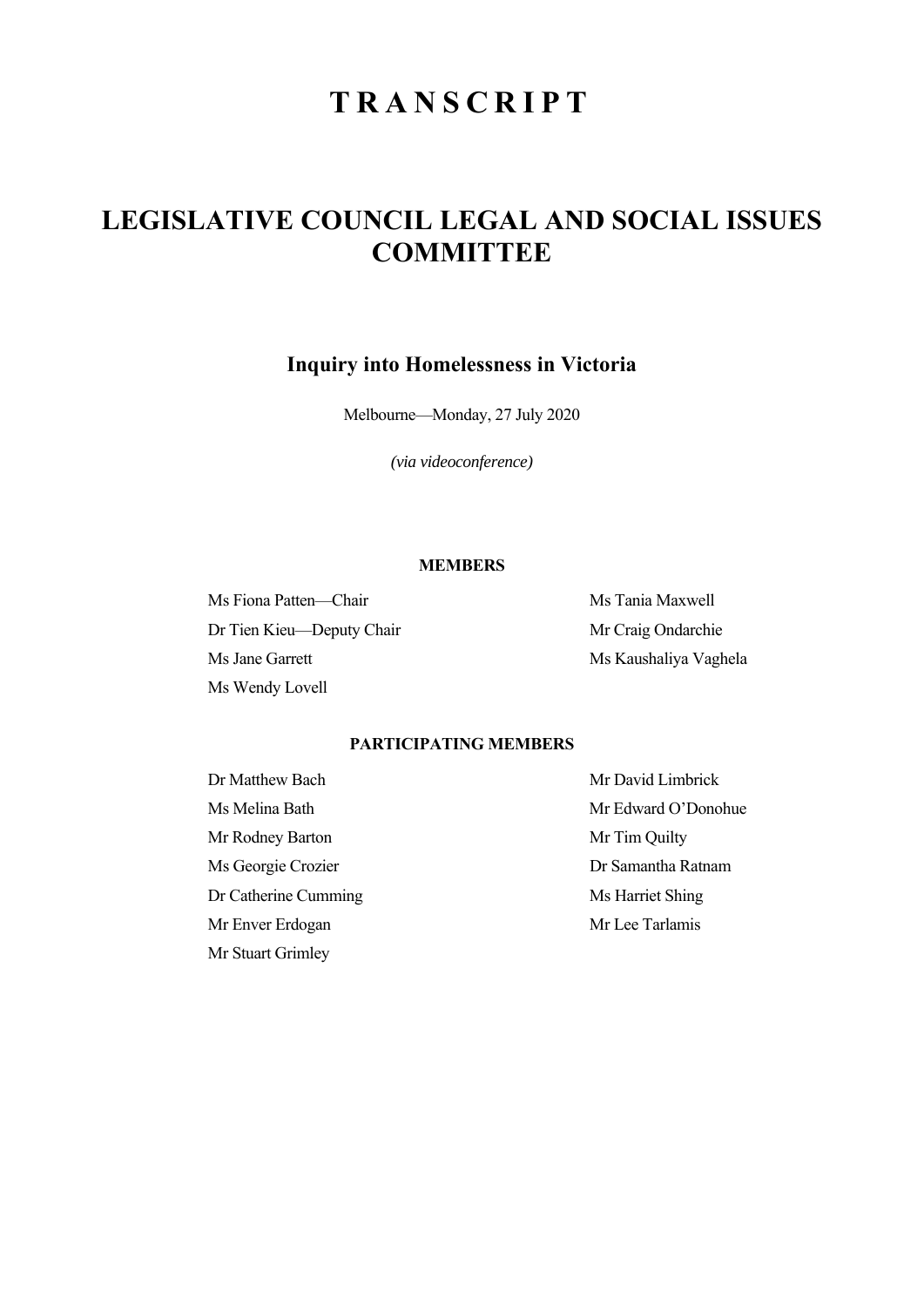# T R A N S C R I P T

# LEGISLATIVE COUNCIL LEGAL AND SOCIAL ISSUES COMMITTEE

## Inquiry into Homelessness in Victoria

Melbourne—Monday, 27 July 2020

*(via videoconference)*

**MEMBERS**

Ms Fiona Patten—Chair

Dr Tien Kieu—Deputy Chair

Ms Jane Garrett

Ms Wendy Lovell

Ms Tania Maxwell

Mr Craig Ondarchie

Ms Kaushaliya Vaghela

**PARTICIPATING MEMBERS**

Dr Matthew Bach

Ms Melina Bath

Mr Rodney Barton

Ms Georgie Crozier

Dr Catherine Cumming

Mr Enver Erdogan

Mr Stuart Grimley

Mr David Limbrick

Mr Edward O'Donohue

Mr Tim Quilty

Dr Samantha Ratnam

Ms Harriet Shing

Mr Lee Tarlamis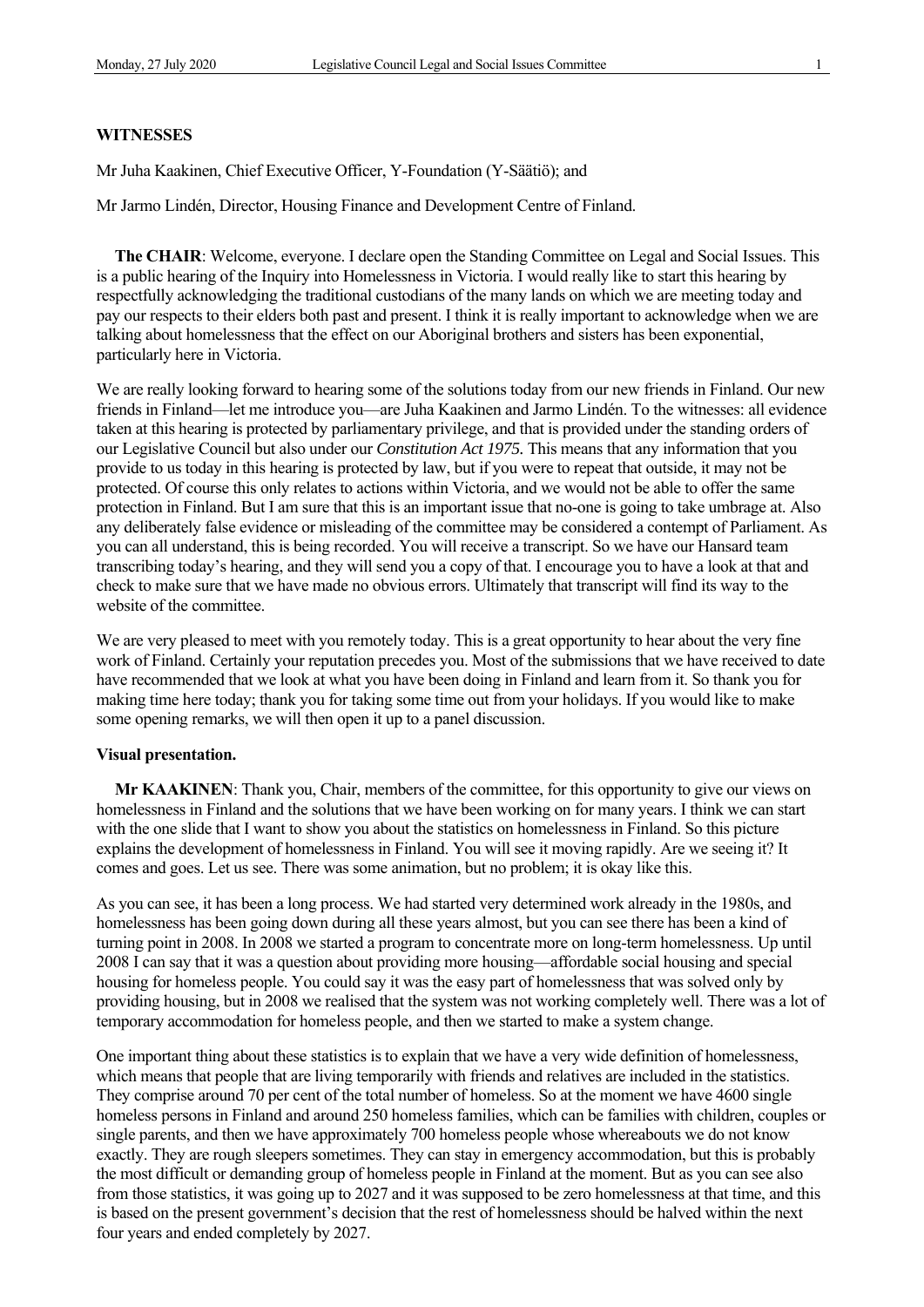**WITNESSES**

Mr Juha Kaakinen, Chief Executive Officer, Y-Foundation (Y-Säätiö); and

Mr Jarmo Lindén, Director, Housing Finance and Development Centre of Finland.

**The CHAIR**: Welcome, everyone. I declare open the Standing Committee on Legal and Social Issues. This is a public hearing of the Inquiry into Homelessness in Victoria. I would really like to start this hearing by respectfully acknowledging the traditional custodians of the many lands on which we are meeting today and pay our respects to their elders both past and present. I think it is really important to acknowledge when we are talking about homelessness that the effect on our Aboriginal brothers and sisters has been exponential, particularly here in Victoria.

We are really looking forward to hearing some of the solutions today from our new friends in Finland. Our new friends in Finland—let me introduce you—are Juha Kaakinen and Jarmo Lindén. To the witnesses: all evidence taken at this hearing is protected by parliamentary privilege, and that is provided under the standing orders of our Legislative Council but also under our *Constitution Act 1975*. This means that any information that you provide to us today in this hearing is protected by law, but if you were to repeat that outside, it may not be protected. Of course this only relates to actions within Victoria, and we would not be able to offer the same protection in Finland. But I am sure that this is an important issue that no-one is going to take umbrage at. Also any deliberately false evidence or misleading of the committee may be considered a contempt of Parliament. As you can all understand, this is being recorded. You will receive a transcript. So we have our Hansard team transcribing today's hearing, and they will send you a copy of that. I encourage you to have a look at that and check to make sure that we have made no obvious errors. Ultimately that transcript will find its way to the website of the committee.

We are very pleased to meet with you remotely today. This is a great opportunity to hear about the very fine work of Finland. Certainly your reputation precedes you. Most of the submissions that we have received to date have recommended that we look at what you have been doing in Finland and learn from it. So thank you for making time here today; thank you for taking some time out from your holidays. If you would like to make some opening remarks, we will then open it up to a panel discussion.

**Visual presentation.**

**Mr KAAKINEN**: Thank you, Chair, members of the committee, for this opportunity to give our views on homelessness in Finland and the solutions that we have been working on for many years. I think we can start with the one slide that I want to show you about the statistics on homelessness in Finland. So this picture explains the development of homelessness in Finland. You will see it moving rapidly. Are we seeing it? It comes and goes. Let us see. There was some animation, but no problem; it is okay like this.

As you can see, it has been a long process. We had started very determined work already in the 1980s, and homelessness has been going down during all these years almost, but you can see there has been a kind of turning point in 2008. In 2008 we started a program to concentrate more on long-term homelessness. Up until 2008 I can say that it was a question about providing more housing—affordable social housing and special housing for homeless people. You could say it was the easy part of homelessness that was solved only by providing housing, but in 2008 we realised that the system was not working completely well. There was a lot of temporary accommodation for homeless people, and then we started to make a system change.

One important thing about these statistics is to explain that we have a very wide definition of homelessness, which means that people that are living temporarily with friends and relatives are included in the statistics. They comprise around 70 per cent of the total number of homeless. So at the moment we have 4600 single homeless persons in Finland and around 250 homeless families, which can be families with children, couples or single parents, and then we have approximately 700 homeless people whose whereabouts we do not know exactly. They are rough sleepers sometimes. They can stay in emergency accommodation, but this is probably the most difficult or demanding group of homeless people in Finland at the moment. But as you can see also from those statistics, it was going up to 2027 and it was supposed to be zero homelessness at that time, and this is based on the present government's decision that the rest of homelessness should be halved within the next four years and ended completely by 2027.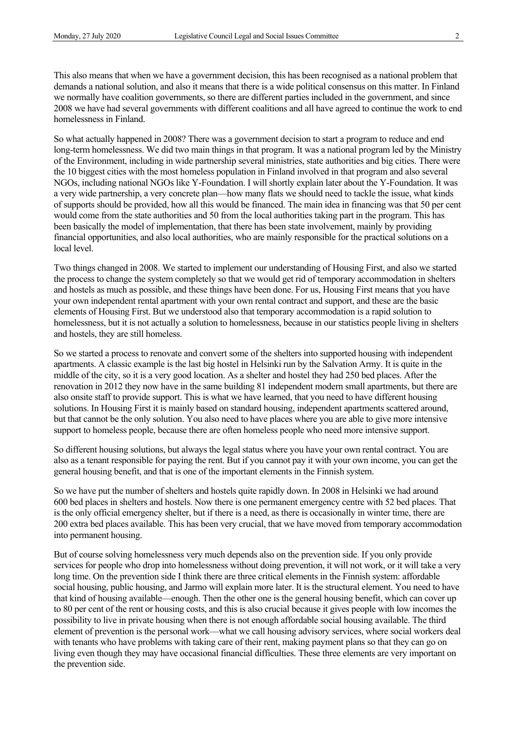This also means that when we have a government decision, this has been recognised as a national problem that demands a national solution, and also it means that there is a wide political consensus on this matter. In Finland we normally have coalition governments, so there are different parties included in the government, and since 2008 we have had several governments with different coalitions and all have agreed to continue the work to end homelessness in Finland.

So what actually happened in 2008? There was a government decision to start a program to reduce and end long-term homelessness. We did two main things in that program. It was a national program led by the Ministry of the Environment, including in wide partnership several ministries, state authorities and big cities. There were the 10 biggest cities with the most homeless population in Finland involved in that program and also several NGOs, including national NGOs like Y-Foundation. I will shortly explain later about the Y-Foundation. It was a very wide partnership, a very concrete plan—how many flats we should need to tackle the issue, what kinds of supports should be provided, how all this would be financed. The main idea in financing was that 50 per cent would come from the state authorities and 50 from the local authorities taking part in the program. This has been basically the model of implementation, that there has been state involvement, mainly by providing financial opportunities, and also local authorities, who are mainly responsible for the practical solutions on a local level.

Two things changed in 2008. We started to implement our understanding of Housing First, and also we started the process to change the system completely so that we would get rid of temporary accommodation in shelters and hostels as much as possible, and these things have been done. For us, Housing First means that you have your own independent rental apartment with your own rental contract and support, and these are the basic elements of Housing First. But we understood also that temporary accommodation is a rapid solution to homelessness, but it is not actually a solution to homelessness, because in our statistics people living in shelters and hostels, they are still homeless.

So we started a process to renovate and convert some of the shelters into supported housing with independent apartments. A classic example is the last big hostel in Helsinki run by the Salvation Army. It is quite in the middle of the city, so it is a very good location. As a shelter and hostel they had 250 bed places. After the renovation in 2012 they now have in the same building 81 independent modern small apartments, but there are also onsite staff to provide support. This is what we have learned, that you need to have different housing solutions. In Housing First it is mainly based on standard housing, independent apartments scattered around, but that cannot be the only solution. You also need to have places where you are able to give more intensive support to homeless people, because there are often homeless people who need more intensive support.

So different housing solutions, but always the legal status where you have your own rental contract. You are also as a tenant responsible for paying the rent. But if you cannot pay it with your own income, you can get the general housing benefit, and that is one of the important elements in the Finnish system.

So we have put the number of shelters and hostels quite rapidly down. In 2008 in Helsinki we had around 600 bed places in shelters and hostels. Now there is one permanent emergency centre with 52 bed places. That is the only official emergency shelter, but if there is a need, as there is occasionally in winter time, there are 200 extra bed places available. This has been very crucial, that we have moved from temporary accommodation into permanent housing.

But of course solving homelessness very much depends also on the prevention side. If you only provide services for people who drop into homelessness without doing prevention, it will not work, or it will take a very long time. On the prevention side I think there are three critical elements in the Finnish system: affordable social housing, public housing, and Jarmo will explain more later. It is the structural element. You need to have that kind of housing available—enough. Then the other one is the general housing benefit, which can cover up to 80 per cent of the rent or housing costs, and this is also crucial because it gives people with low incomes the possibility to live in private housing when there is not enough affordable social housing available. The third element of prevention is the personal work—what we call housing advisory services, where social workers deal with tenants who have problems with taking care of their rent, making payment plans so that they can go on living even though they may have occasional financial difficulties. These three elements are very important on the prevention side.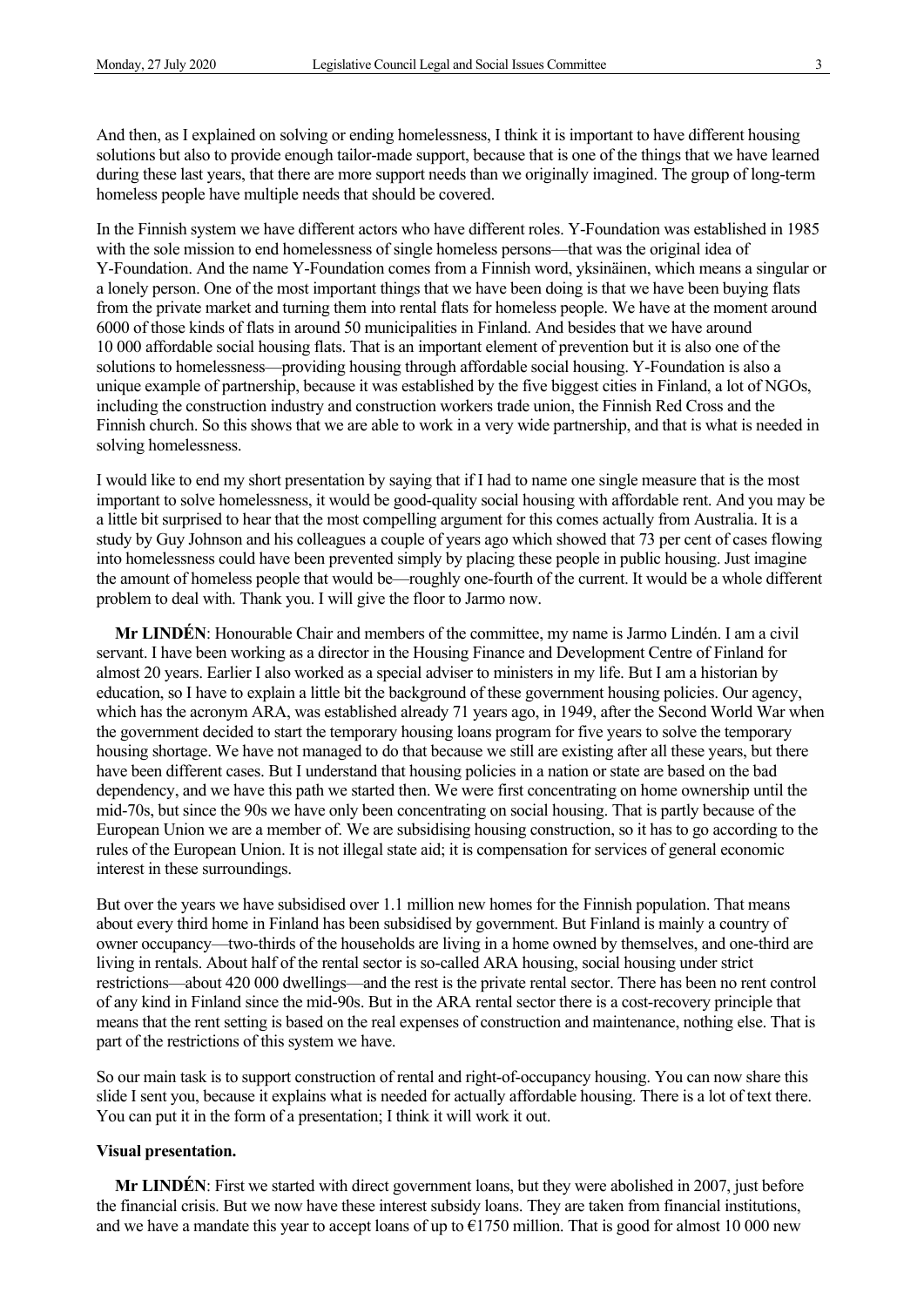And then, as I explained on solving or ending homelessness, I think it is important to have different housing solutions but also to provide enough tailor-made support, because that is one of the things that we have learned during these last years, that there are more support needs than we originally imagined. The group of long-term homeless people have multiple needs that should be covered.

In the Finnish system we have different actors who have different roles. Y-Foundation was established in 1985 with the sole mission to end homelessness of single homeless persons—that was the original idea of Y-Foundation. And the name Y-Foundation comes from a Finnish word, yksinäinen, which means a singular or a lonely person. One of the most important things that we have been doing is that we have been buying flats from the private market and turning them into rental flats for homeless people. We have at the moment around 6000 of those kinds of flats in around 50 municipalities in Finland. And besides that we have around 10 000 affordable social housing flats. That is an important element of prevention but it is also one of the solutions to homelessness—providing housing through affordable social housing. Y-Foundation is also a unique example of partnership, because it was established by the five biggest cities in Finland, a lot of NGOs, including the construction industry and construction workers trade union, the Finnish Red Cross and the Finnish church. So this shows that we are able to work in a very wide partnership, and that is what is needed in solving homelessness.

I would like to end my short presentation by saying that if I had to name one single measure that is the most important to solve homelessness, it would be good-quality social housing with affordable rent. And you may be a little bit surprised to hear that the most compelling argument for this comes actually from Australia. It is a study by Guy Johnson and his colleagues a couple of years ago which showed that 73 per cent of cases flowing into homelessness could have been prevented simply by placing these people in public housing. Just imagine the amount of homeless people that would be—roughly one-fourth of the current. It would be a whole different problem to deal with. Thank you. I will give the floor to Jarmo now.

**Mr LINDÉN**: Honourable Chair and members of the committee, my name is Jarmo Lindén. I am a civil servant. I have been working as a director in the Housing Finance and Development Centre of Finland for almost 20 years. Earlier I also worked as a special adviser to ministers in my life. But I am a historian by education, so I have to explain a little bit the background of these government housing policies. Our agency, which has the acronym ARA, was established already 71 years ago, in 1949, after the Second World War when the government decided to start the temporary housing loans program for five years to solve the temporary housing shortage. We have not managed to do that because we still are existing after all these years, but there have been different cases. But I understand that housing policies in a nation or state are based on the bad dependency, and we have this path we started then. We were first concentrating on home ownership until the mid-70s, but since the 90s we have only been concentrating on social housing. That is partly because of the European Union we are a member of. We are subsidising housing construction, so it has to go according to the rules of the European Union. It is not illegal state aid; it is compensation for services of general economic interest in these surroundings.

But over the years we have subsidised over 1.1 million new homes for the Finnish population. That means about every third home in Finland has been subsidised by government. But Finland is mainly a country of owner occupancy—two-thirds of the households are living in a home owned by themselves, and one-third are living in rentals. About half of the rental sector is so-called ARA housing, social housing under strict restrictions—about 420 000 dwellings—and the rest is the private rental sector. There has been no rent control of any kind in Finland since the mid-90s. But in the ARA rental sector there is a cost-recovery principle that means that the rent setting is based on the real expenses of construction and maintenance, nothing else. That is part of the restrictions of this system we have.

So our main task is to support construction of rental and right-of-occupancy housing. You can now share this slide I sent you, because it explains what is needed for actually affordable housing. There is a lot of text there. You can put it in the form of a presentation; I think it will work it out.

**Visual presentation.**

**Mr LINDÉN**: First we started with direct government loans, but they were abolished in 2007, just before the financial crisis. But we now have these interest subsidy loans. They are taken from financial institutions, and we have a mandate this year to accept loans of up to €1750 million. That is good for almost 10 000 new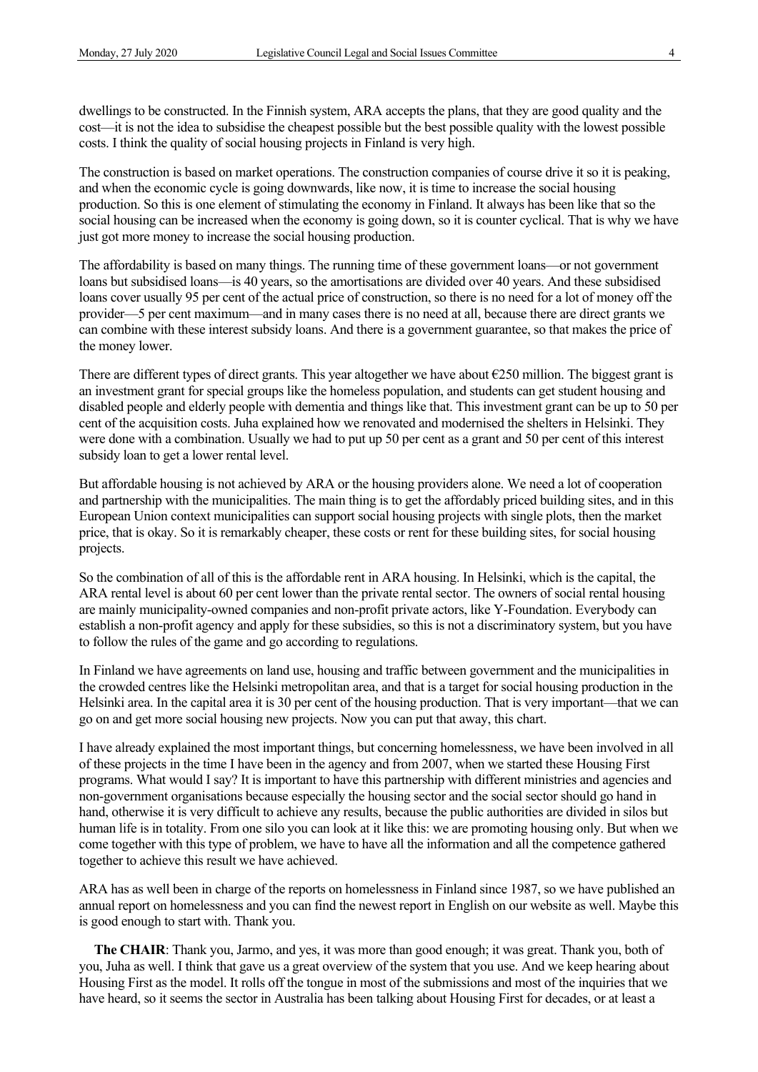dwellings to be constructed. In the Finnish system, ARA accepts the plans, that they are good quality and the cost—it is not the idea to subsidise the cheapest possible but the best possible quality with the lowest possible costs. I think the quality of social housing projects in Finland is very high.

The construction is based on market operations. The construction companies of course drive it so it is peaking, and when the economic cycle is going downwards, like now, it is time to increase the social housing production. So this is one element of stimulating the economy in Finland. It always has been like that so the social housing can be increased when the economy is going down, so it is counter cyclical. That is why we have just got more money to increase the social housing production.

The affordability is based on many things. The running time of these government loans—or not government loans but subsidised loans—is 40 years, so the amortisations are divided over 40 years. And these subsidised loans cover usually 95 per cent of the actual price of construction, so there is no need for a lot of money off the provider—5 per cent maximum—and in many cases there is no need at all, because there are direct grants we can combine with these interest subsidy loans. And there is a government guarantee, so that makes the price of the money lower.

There are different types of direct grants. This year altogether we have about €250 million. The biggest grant is an investment grant for special groups like the homeless population, and students can get student housing and disabled people and elderly people with dementia and things like that. This investment grant can be up to 50 per cent of the acquisition costs. Juha explained how we renovated and modernised the shelters in Helsinki. They were done with a combination. Usually we had to put up 50 per cent as a grant and 50 per cent of this interest subsidy loan to get a lower rental level.

But affordable housing is not achieved by ARA or the housing providers alone. We need a lot of cooperation and partnership with the municipalities. The main thing is to get the affordably priced building sites, and in this European Union context municipalities can support social housing projects with single plots, then the market price, that is okay. So it is remarkably cheaper, these costs or rent for these building sites, for social housing projects.

So the combination of all of this is the affordable rent in ARA housing. In Helsinki, which is the capital, the ARA rental level is about 60 per cent lower than the private rental sector. The owners of social rental housing are mainly municipality-owned companies and non-profit private actors, like Y-Foundation. Everybody can establish a non-profit agency and apply for these subsidies, so this is not a discriminatory system, but you have to follow the rules of the game and go according to regulations.

In Finland we have agreements on land use, housing and traffic between government and the municipalities in the crowded centres like the Helsinki metropolitan area, and that is a target for social housing production in the Helsinki area. In the capital area it is 30 per cent of the housing production. That is very important—that we can go on and get more social housing new projects. Now you can put that away, this chart.

I have already explained the most important things, but concerning homelessness, we have been involved in all of these projects in the time I have been in the agency and from 2007, when we started these Housing First programs. What would I say? It is important to have this partnership with different ministries and agencies and non-government organisations because especially the housing sector and the social sector should go hand in hand, otherwise it is very difficult to achieve any results, because the public authorities are divided in silos but human life is in totality. From one silo you can look at it like this: we are promoting housing only. But when we come together with this type of problem, we have to have all the information and all the competence gathered together to achieve this result we have achieved.

ARA has as well been in charge of the reports on homelessness in Finland since 1987, so we have published an annual report on homelessness and you can find the newest report in English on our website as well. Maybe this is good enough to start with. Thank you.

**The CHAIR**: Thank you, Jarmo, and yes, it was more than good enough; it was great. Thank you, both of you, Juha as well. I think that gave us a great overview of the system that you use. And we keep hearing about Housing First as the model. It rolls off the tongue in most of the submissions and most of the inquiries that we have heard, so it seems the sector in Australia has been talking about Housing First for decades, or at least a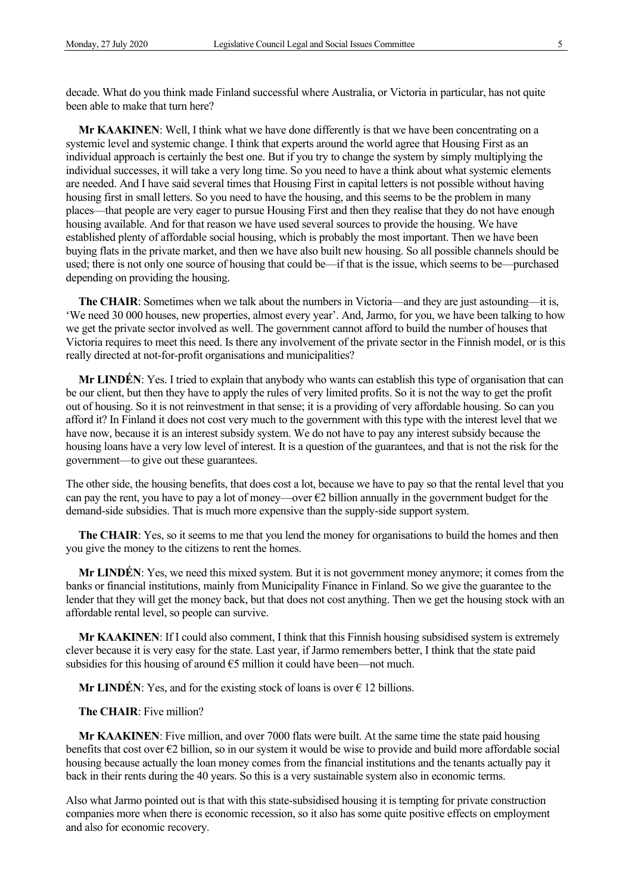decade. What do you think made Finland successful where Australia, or Victoria in particular, has not quite been able to make that turn here?

**Mr KAAKINEN**: Well, I think what we have done differently is that we have been concentrating on a systemic level and systemic change. I think that experts around the world agree that Housing First as an individual approach is certainly the best one. But if you try to change the system by simply multiplying the individual successes, it will take a very long time. So you need to have a think about what systemic elements are needed. And I have said several times that Housing First in capital letters is not possible without having housing first in small letters. So you need to have the housing, and this seems to be the problem in many places—that people are very eager to pursue Housing First and then they realise that they do not have enough housing available. And for that reason we have used several sources to provide the housing. We have established plenty of affordable social housing, which is probably the most important. Then we have been buying flats in the private market, and then we have also built new housing. So all possible channels should be used; there is not only one source of housing that could be—if that is the issue, which seems to be—purchased depending on providing the housing.

**The CHAIR**: Sometimes when we talk about the numbers in Victoria—and they are just astounding—it is, 'We need 30 000 houses, new properties, almost every year'. And, Jarmo, for you, we have been talking to how we get the private sector involved as well. The government cannot afford to build the number of houses that Victoria requires to meet this need. Is there any involvement of the private sector in the Finnish model, or is this really directed at not-for-profit organisations and municipalities?

**Mr LINDÉN**: Yes. I tried to explain that anybody who wants can establish this type of organisation that can be our client, but then they have to apply the rules of very limited profits. So it is not the way to get the profit out of housing. So it is not reinvestment in that sense; it is a providing of very affordable housing. So can you afford it? In Finland it does not cost very much to the government with this type with the interest level that we have now, because it is an interest subsidy system. We do not have to pay any interest subsidy because the housing loans have a very low level of interest. It is a question of the guarantees, and that is not the risk for the government—to give out these guarantees.

The other side, the housing benefits, that does cost a lot, because we have to pay so that the rental level that you can pay the rent, you have to pay a lot of money—over €2 billion annually in the government budget for the demand-side subsidies. That is much more expensive than the supply-side support system.

**The CHAIR**: Yes, so it seems to me that you lend the money for organisations to build the homes and then you give the money to the citizens to rent the homes.

**Mr LINDÉN**: Yes, we need this mixed system. But it is not government money anymore; it comes from the banks or financial institutions, mainly from Municipality Finance in Finland. So we give the guarantee to the lender that they will get the money back, but that does not cost anything. Then we get the housing stock with an affordable rental level, so people can survive.

**Mr KAAKINEN**: If I could also comment, I think that this Finnish housing subsidised system is extremely clever because it is very easy for the state. Last year, if Jarmo remembers better, I think that the state paid subsidies for this housing of around €5 million it could have been—not much.

**Mr LINDÉN**: Yes, and for the existing stock of loans is over € 12 billions.

**The CHAIR**: Five million?

**Mr KAAKINEN**: Five million, and over 7000 flats were built. At the same time the state paid housing benefits that cost over €2 billion, so in our system it would be wise to provide and build more affordable social housing because actually the loan money comes from the financial institutions and the tenants actually pay it back in their rents during the 40 years. So this is a very sustainable system also in economic terms.

Also what Jarmo pointed out is that with this state-subsidised housing it is tempting for private construction companies more when there is economic recession, so it also has some quite positive effects on employment and also for economic recovery.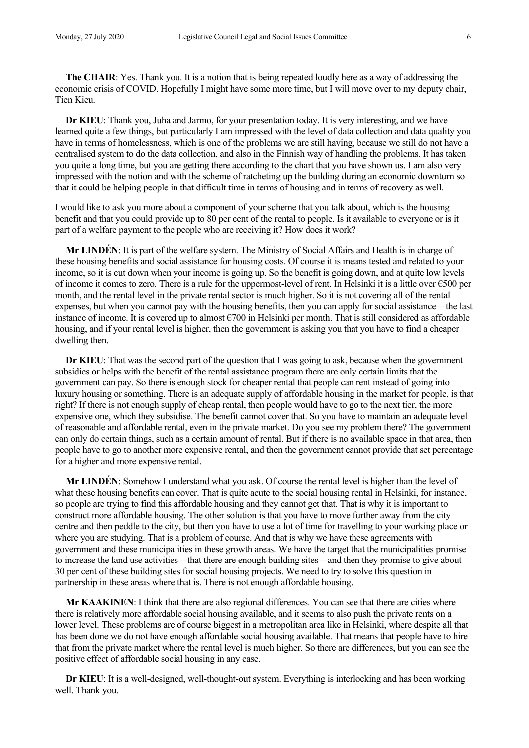**The CHAIR**: Yes. Thank you. It is a notion that is being repeated loudly here as a way of addressing the economic crisis of COVID. Hopefully I might have some more time, but I will move over to my deputy chair, Tien Kieu.

**Dr KIEU**: Thank you, Juha and Jarmo, for your presentation today. It is very interesting, and we have learned quite a few things, but particularly I am impressed with the level of data collection and data quality you have in terms of homelessness, which is one of the problems we are still having, because we still do not have a centralised system to do the data collection, and also in the Finnish way of handling the problems. It has taken you quite a long time, but you are getting there according to the chart that you have shown us. I am also very impressed with the notion and with the scheme of ratcheting up the building during an economic downturn so that it could be helping people in that difficult time in terms of housing and in terms of recovery as well.

I would like to ask you more about a component of your scheme that you talk about, which is the housing benefit and that you could provide up to 80 per cent of the rental to people. Is it available to everyone or is it part of a welfare payment to the people who are receiving it? How does it work?

**Mr LINDÉN**: It is part of the welfare system. The Ministry of Social Affairs and Health is in charge of these housing benefits and social assistance for housing costs. Of course it is means tested and related to your income, so it is cut down when your income is going up. So the benefit is going down, and at quite low levels of income it comes to zero. There is a rule for the uppermost-level of rent. In Helsinki it is a little over €500 per month, and the rental level in the private rental sector is much higher. So it is not covering all of the rental expenses, but when you cannot pay with the housing benefits, then you can apply for social assistance—the last instance of income. It is covered up to almost €700 in Helsinki per month. That is still considered as affordable housing, and if your rental level is higher, then the government is asking you that you have to find a cheaper dwelling then.

**Dr KIEU**: That was the second part of the question that I was going to ask, because when the government subsidies or helps with the benefit of the rental assistance program there are only certain limits that the government can pay. So there is enough stock for cheaper rental that people can rent instead of going into luxury housing or something. There is an adequate supply of affordable housing in the market for people, is that right? If there is not enough supply of cheap rental, then people would have to go to the next tier, the more expensive one, which they subsidise. The benefit cannot cover that. So you have to maintain an adequate level of reasonable and affordable rental, even in the private market. Do you see my problem there? The government can only do certain things, such as a certain amount of rental. But if there is no available space in that area, then people have to go to another more expensive rental, and then the government cannot provide that set percentage for a higher and more expensive rental.

**Mr LINDÉN**: Somehow I understand what you ask. Of course the rental level is higher than the level of what these housing benefits can cover. That is quite acute to the social housing rental in Helsinki, for instance, so people are trying to find this affordable housing and they cannot get that. That is why it is important to construct more affordable housing. The other solution is that you have to move further away from the city centre and then peddle to the city, but then you have to use a lot of time for travelling to your working place or where you are studying. That is a problem of course. And that is why we have these agreements with government and these municipalities in these growth areas. We have the target that the municipalities promise to increase the land use activities—that there are enough building sites—and then they promise to give about 30 per cent of these building sites for social housing projects. We need to try to solve this question in partnership in these areas where that is. There is not enough affordable housing.

**Mr KAAKINEN**: I think that there are also regional differences. You can see that there are cities where there is relatively more affordable social housing available, and it seems to also push the private rents on a lower level. These problems are of course biggest in a metropolitan area like in Helsinki, where despite all that has been done we do not have enough affordable social housing available. That means that people have to hire that from the private market where the rental level is much higher. So there are differences, but you can see the positive effect of affordable social housing in any case.

**Dr KIEU**: It is a well-designed, well-thought-out system. Everything is interlocking and has been working well. Thank you.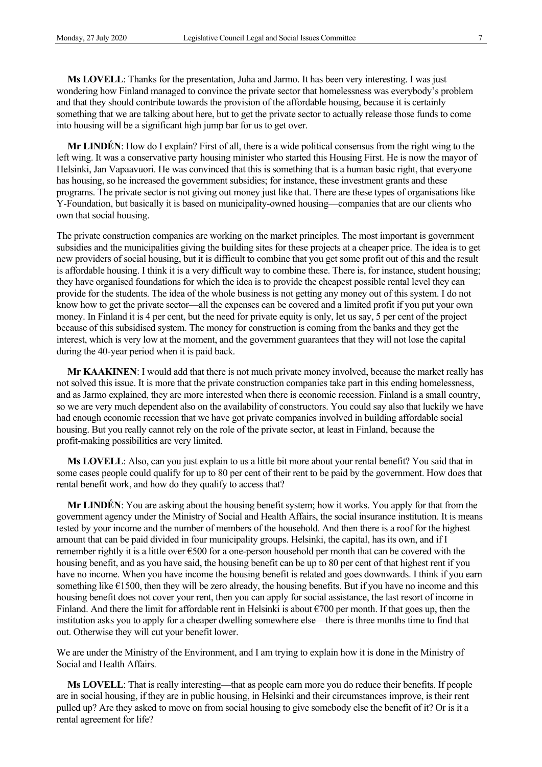**Ms LOVELL**: Thanks for the presentation, Juha and Jarmo. It has been very interesting. I was just wondering how Finland managed to convince the private sector that homelessness was everybody's problem and that they should contribute towards the provision of the affordable housing, because it is certainly something that we are talking about here, but to get the private sector to actually release those funds to come into housing will be a significant high jump bar for us to get over.

**Mr LINDÉN**: How do I explain? First of all, there is a wide political consensus from the right wing to the left wing. It was a conservative party housing minister who started this Housing First. He is now the mayor of Helsinki, Jan Vapaavuori. He was convinced that this is something that is a human basic right, that everyone has housing, so he increased the government subsidies; for instance, these investment grants and these programs. The private sector is not giving out money just like that. There are these types of organisations like Y-Foundation, but basically it is based on municipality-owned housing—companies that are our clients who own that social housing.

The private construction companies are working on the market principles. The most important is government subsidies and the municipalities giving the building sites for these projects at a cheaper price. The idea is to get new providers of social housing, but it is difficult to combine that you get some profit out of this and the result is affordable housing. I think it is a very difficult way to combine these. There is, for instance, student housing; they have organised foundations for which the idea is to provide the cheapest possible rental level they can provide for the students. The idea of the whole business is not getting any money out of this system. I do not know how to get the private sector—all the expenses can be covered and a limited profit if you put your own money. In Finland it is 4 per cent, but the need for private equity is only, let us say, 5 per cent of the project because of this subsidised system. The money for construction is coming from the banks and they get the interest, which is very low at the moment, and the government guarantees that they will not lose the capital during the 40-year period when it is paid back.

**Mr KAAKINEN**: I would add that there is not much private money involved, because the market really has not solved this issue. It is more that the private construction companies take part in this ending homelessness, and as Jarmo explained, they are more interested when there is economic recession. Finland is a small country, so we are very much dependent also on the availability of constructors. You could say also that luckily we have had enough economic recession that we have got private companies involved in building affordable social housing. But you really cannot rely on the role of the private sector, at least in Finland, because the profit-making possibilities are very limited.

**Ms LOVELL**: Also, can you just explain to us a little bit more about your rental benefit? You said that in some cases people could qualify for up to 80 per cent of their rent to be paid by the government. How does that rental benefit work, and how do they qualify to access that?

**Mr LINDÉN**: You are asking about the housing benefit system; how it works. You apply for that from the government agency under the Ministry of Social and Health Affairs, the social insurance institution. It is means tested by your income and the number of members of the household. And then there is a roof for the highest amount that can be paid divided in four municipality groups. Helsinki, the capital, has its own, and if I remember rightly it is a little over €500 for a one-person household per month that can be covered with the housing benefit, and as you have said, the housing benefit can be up to 80 per cent of that highest rent if you have no income. When you have income the housing benefit is related and goes downwards. I think if you earn something like €1500, then they will be zero already, the housing benefits. But if you have no income and this housing benefit does not cover your rent, then you can apply for social assistance, the last resort of income in Finland. And there the limit for affordable rent in Helsinki is about €700 per month. If that goes up, then the institution asks you to apply for a cheaper dwelling somewhere else—there is three months time to find that out. Otherwise they will cut your benefit lower.

We are under the Ministry of the Environment, and I am trying to explain how it is done in the Ministry of Social and Health Affairs.

**Ms LOVELL**: That is really interesting—that as people earn more you do reduce their benefits. If people are in social housing, if they are in public housing, in Helsinki and their circumstances improve, is their rent pulled up? Are they asked to move on from social housing to give somebody else the benefit of it? Or is it a rental agreement for life?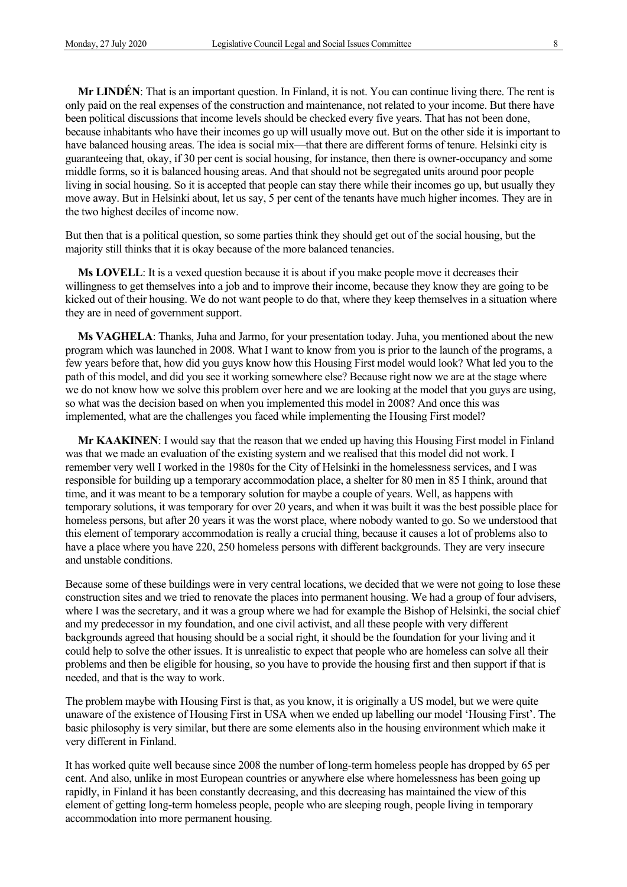**Mr LINDÉN**: That is an important question. In Finland, it is not. You can continue living there. The rent is only paid on the real expenses of the construction and maintenance, not related to your income. But there have been political discussions that income levels should be checked every five years. That has not been done, because inhabitants who have their incomes go up will usually move out. But on the other side it is important to have balanced housing areas. The idea is social mix—that there are different forms of tenure. Helsinki city is guaranteeing that, okay, if 30 per cent is social housing, for instance, then there is owner-occupancy and some middle forms, so it is balanced housing areas. And that should not be segregated units around poor people living in social housing. So it is accepted that people can stay there while their incomes go up, but usually they move away. But in Helsinki about, let us say, 5 per cent of the tenants have much higher incomes. They are in the two highest deciles of income now.

But then that is a political question, so some parties think they should get out of the social housing, but the majority still thinks that it is okay because of the more balanced tenancies.

**Ms LOVELL**: It is a vexed question because it is about if you make people move it decreases their willingness to get themselves into a job and to improve their income, because they know they are going to be kicked out of their housing. We do not want people to do that, where they keep themselves in a situation where they are in need of government support.

**Ms VAGHELA**: Thanks, Juha and Jarmo, for your presentation today. Juha, you mentioned about the new program which was launched in 2008. What I want to know from you is prior to the launch of the programs, a few years before that, how did you guys know how this Housing First model would look? What led you to the path of this model, and did you see it working somewhere else? Because right now we are at the stage where we do not know how we solve this problem over here and we are looking at the model that you guys are using, so what was the decision based on when you implemented this model in 2008? And once this was implemented, what are the challenges you faced while implementing the Housing First model?

**Mr KAAKINEN**: I would say that the reason that we ended up having this Housing First model in Finland was that we made an evaluation of the existing system and we realised that this model did not work. I remember very well I worked in the 1980s for the City of Helsinki in the homelessness services, and I was responsible for building up a temporary accommodation place, a shelter for 80 men in 85 I think, around that time, and it was meant to be a temporary solution for maybe a couple of years. Well, as happens with temporary solutions, it was temporary for over 20 years, and when it was built it was the best possible place for homeless persons, but after 20 years it was the worst place, where nobody wanted to go. So we understood that this element of temporary accommodation is really a crucial thing, because it causes a lot of problems also to have a place where you have 220, 250 homeless persons with different backgrounds. They are very insecure and unstable conditions.

Because some of these buildings were in very central locations, we decided that we were not going to lose these construction sites and we tried to renovate the places into permanent housing. We had a group of four advisers, where I was the secretary, and it was a group where we had for example the Bishop of Helsinki, the social chief and my predecessor in my foundation, and one civil activist, and all these people with very different backgrounds agreed that housing should be a social right, it should be the foundation for your living and it could help to solve the other issues. It is unrealistic to expect that people who are homeless can solve all their problems and then be eligible for housing, so you have to provide the housing first and then support if that is needed, and that is the way to work.

The problem maybe with Housing First is that, as you know, it is originally a US model, but we were quite unaware of the existence of Housing First in USA when we ended up labelling our model 'Housing First'. The basic philosophy is very similar, but there are some elements also in the housing environment which make it very different in Finland.

It has worked quite well because since 2008 the number of long-term homeless people has dropped by 65 per cent. And also, unlike in most European countries or anywhere else where homelessness has been going up rapidly, in Finland it has been constantly decreasing, and this decreasing has maintained the view of this element of getting long-term homeless people, people who are sleeping rough, people living in temporary accommodation into more permanent housing.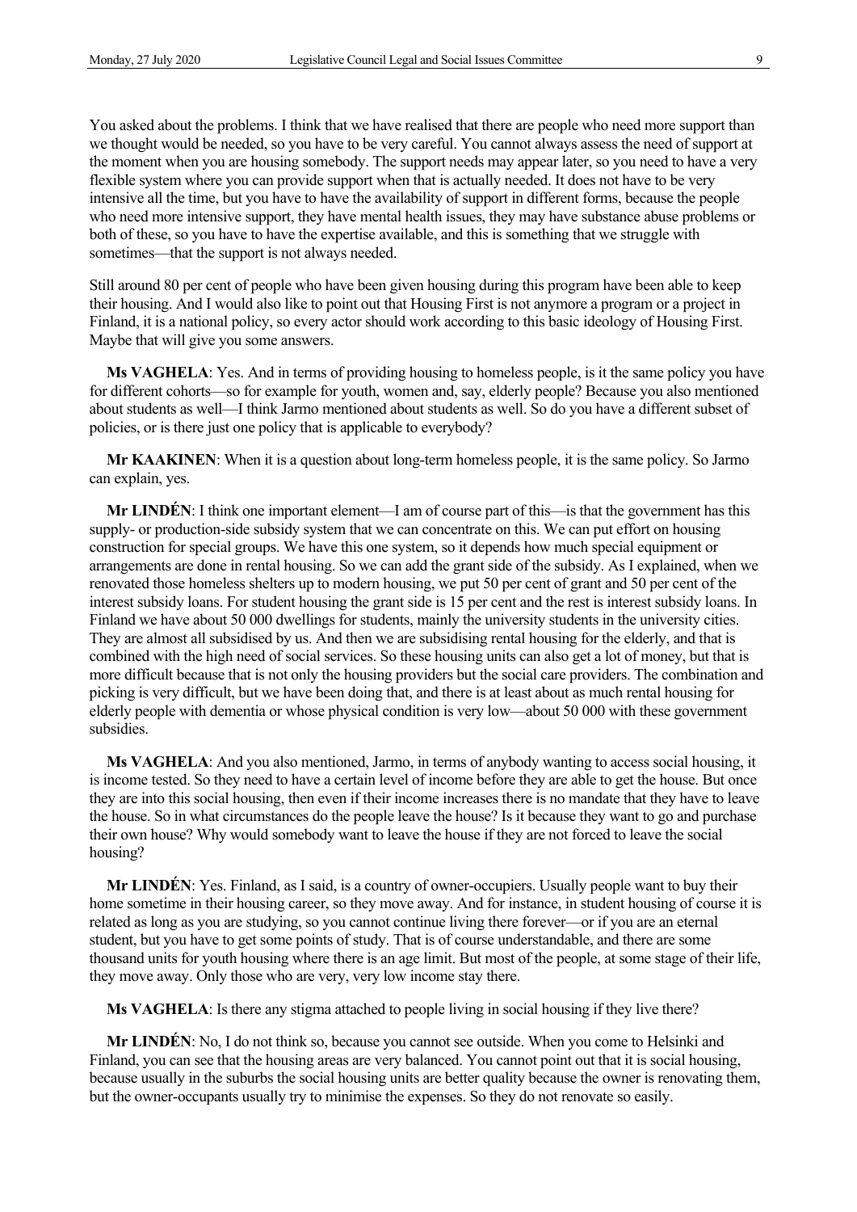You asked about the problems. I think that we have realised that there are people who need more support than we thought would be needed, so you have to be very careful. You cannot always assess the need of support at the moment when you are housing somebody. The support needs may appear later, so you need to have a very flexible system where you can provide support when that is actually needed. It does not have to be very intensive all the time, but you have to have the availability of support in different forms, because the people who need more intensive support, they have mental health issues, they may have substance abuse problems or both of these, so you have to have the expertise available, and this is something that we struggle with sometimes—that the support is not always needed.

Still around 80 per cent of people who have been given housing during this program have been able to keep their housing. And I would also like to point out that Housing First is not anymore a program or a project in Finland, it is a national policy, so every actor should work according to this basic ideology of Housing First. Maybe that will give you some answers.

**Ms VAGHELA**: Yes. And in terms of providing housing to homeless people, is it the same policy you have for different cohorts—so for example for youth, women and, say, elderly people? Because you also mentioned about students as well—I think Jarmo mentioned about students as well. So do you have a different subset of policies, or is there just one policy that is applicable to everybody?

**Mr KAAKINEN**: When it is a question about long-term homeless people, it is the same policy. So Jarmo can explain, yes.

**Mr LINDÉN**: I think one important element—I am of course part of this—is that the government has this supply- or production-side subsidy system that we can concentrate on this. We can put effort on housing construction for special groups. We have this one system, so it depends how much special equipment or arrangements are done in rental housing. So we can add the grant side of the subsidy. As I explained, when we renovated those homeless shelters up to modern housing, we put 50 per cent of grant and 50 per cent of the interest subsidy loans. For student housing the grant side is 15 per cent and the rest is interest subsidy loans. In Finland we have about 50 000 dwellings for students, mainly the university students in the university cities. They are almost all subsidised by us. And then we are subsidising rental housing for the elderly, and that is combined with the high need of social services. So these housing units can also get a lot of money, but that is more difficult because that is not only the housing providers but the social care providers. The combination and picking is very difficult, but we have been doing that, and there is at least about as much rental housing for elderly people with dementia or whose physical condition is very low—about 50 000 with these government subsidies.

**Ms VAGHELA**: And you also mentioned, Jarmo, in terms of anybody wanting to access social housing, it is income tested. So they need to have a certain level of income before they are able to get the house. But once they are into this social housing, then even if their income increases there is no mandate that they have to leave the house. So in what circumstances do the people leave the house? Is it because they want to go and purchase their own house? Why would somebody want to leave the house if they are not forced to leave the social housing?

**Mr LINDÉN**: Yes. Finland, as I said, is a country of owner-occupiers. Usually people want to buy their home sometime in their housing career, so they move away. And for instance, in student housing of course it is related as long as you are studying, so you cannot continue living there forever—or if you are an eternal student, but you have to get some points of study. That is of course understandable, and there are some thousand units for youth housing where there is an age limit. But most of the people, at some stage of their life, they move away. Only those who are very, very low income stay there.

**Ms VAGHELA**: Is there any stigma attached to people living in social housing if they live there?

**Mr LINDÉN**: No, I do not think so, because you cannot see outside. When you come to Helsinki and Finland, you can see that the housing areas are very balanced. You cannot point out that it is social housing, because usually in the suburbs the social housing units are better quality because the owner is renovating them, but the owner-occupants usually try to minimise the expenses. So they do not renovate so easily.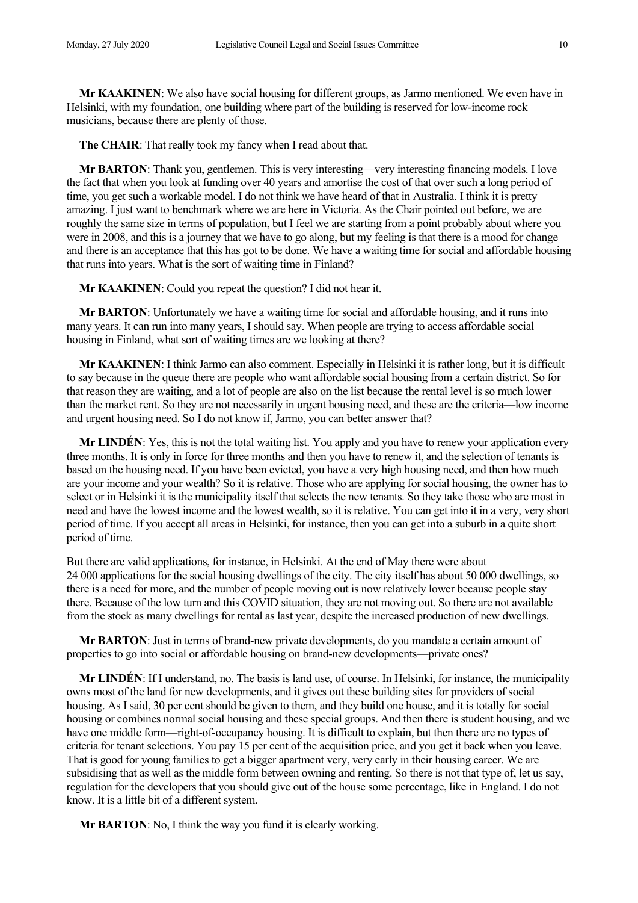**Mr KAAKINEN**: We also have social housing for different groups, as Jarmo mentioned. We even have in Helsinki, with my foundation, one building where part of the building is reserved for low-income rock musicians, because there are plenty of those.

**The CHAIR**: That really took my fancy when I read about that.

**Mr BARTON**: Thank you, gentlemen. This is very interesting—very interesting financing models. I love the fact that when you look at funding over 40 years and amortise the cost of that over such a long period of time, you get such a workable model. I do not think we have heard of that in Australia. I think it is pretty amazing. I just want to benchmark where we are here in Victoria. As the Chair pointed out before, we are roughly the same size in terms of population, but I feel we are starting from a point probably about where you were in 2008, and this is a journey that we have to go along, but my feeling is that there is a mood for change and there is an acceptance that this has got to be done. We have a waiting time for social and affordable housing that runs into years. What is the sort of waiting time in Finland?

**Mr KAAKINEN**: Could you repeat the question? I did not hear it.

**Mr BARTON**: Unfortunately we have a waiting time for social and affordable housing, and it runs into many years. It can run into many years, I should say. When people are trying to access affordable social housing in Finland, what sort of waiting times are we looking at there?

**Mr KAAKINEN**: I think Jarmo can also comment. Especially in Helsinki it is rather long, but it is difficult to say because in the queue there are people who want affordable social housing from a certain district. So for that reason they are waiting, and a lot of people are also on the list because the rental level is so much lower than the market rent. So they are not necessarily in urgent housing need, and these are the criteria—low income and urgent housing need. So I do not know if, Jarmo, you can better answer that?

**Mr LINDÉN**: Yes, this is not the total waiting list. You apply and you have to renew your application every three months. It is only in force for three months and then you have to renew it, and the selection of tenants is based on the housing need. If you have been evicted, you have a very high housing need, and then how much are your income and your wealth? So it is relative. Those who are applying for social housing, the owner has to select or in Helsinki it is the municipality itself that selects the new tenants. So they take those who are most in need and have the lowest income and the lowest wealth, so it is relative. You can get into it in a very, very short period of time. If you accept all areas in Helsinki, for instance, then you can get into a suburb in a quite short period of time.

But there are valid applications, for instance, in Helsinki. At the end of May there were about 24 000 applications for the social housing dwellings of the city. The city itself has about 50 000 dwellings, so there is a need for more, and the number of people moving out is now relatively lower because people stay there. Because of the low turn and this COVID situation, they are not moving out. So there are not available from the stock as many dwellings for rental as last year, despite the increased production of new dwellings.

**Mr BARTON**: Just in terms of brand-new private developments, do you mandate a certain amount of properties to go into social or affordable housing on brand-new developments—private ones?

**Mr LINDÉN**: If I understand, no. The basis is land use, of course. In Helsinki, for instance, the municipality owns most of the land for new developments, and it gives out these building sites for providers of social housing. As I said, 30 per cent should be given to them, and they build one house, and it is totally for social housing or combines normal social housing and these special groups. And then there is student housing, and we have one middle form—right-of-occupancy housing. It is difficult to explain, but then there are no types of criteria for tenant selections. You pay 15 per cent of the acquisition price, and you get it back when you leave. That is good for young families to get a bigger apartment very, very early in their housing career. We are subsidising that as well as the middle form between owning and renting. So there is not that type of, let us say, regulation for the developers that you should give out of the house some percentage, like in England. I do not know. It is a little bit of a different system.

**Mr BARTON**: No, I think the way you fund it is clearly working.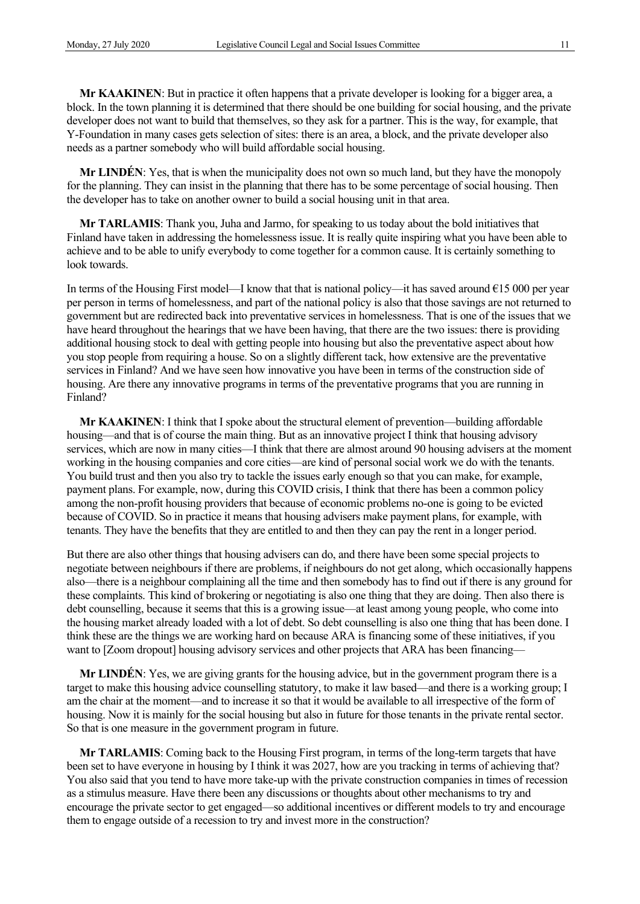**Mr KAAKINEN**: But in practice it often happens that a private developer is looking for a bigger area, a block. In the town planning it is determined that there should be one building for social housing, and the private developer does not want to build that themselves, so they ask for a partner. This is the way, for example, that Y-Foundation in many cases gets selection of sites: there is an area, a block, and the private developer also needs as a partner somebody who will build affordable social housing.

**Mr LINDÉN**: Yes, that is when the municipality does not own so much land, but they have the monopoly for the planning. They can insist in the planning that there has to be some percentage of social housing. Then the developer has to take on another owner to build a social housing unit in that area.

**Mr TARLAMIS**: Thank you, Juha and Jarmo, for speaking to us today about the bold initiatives that Finland have taken in addressing the homelessness issue. It is really quite inspiring what you have been able to achieve and to be able to unify everybody to come together for a common cause. It is certainly something to look towards.

In terms of the Housing First model—I know that that is national policy—it has saved around €15 000 per year per person in terms of homelessness, and part of the national policy is also that those savings are not returned to government but are redirected back into preventative services in homelessness. That is one of the issues that we have heard throughout the hearings that we have been having, that there are the two issues: there is providing additional housing stock to deal with getting people into housing but also the preventative aspect about how you stop people from requiring a house. So on a slightly different tack, how extensive are the preventative services in Finland? And we have seen how innovative you have been in terms of the construction side of housing. Are there any innovative programs in terms of the preventative programs that you are running in Finland?

**Mr KAAKINEN**: I think that I spoke about the structural element of prevention—building affordable housing—and that is of course the main thing. But as an innovative project I think that housing advisory services, which are now in many cities—I think that there are almost around 90 housing advisers at the moment working in the housing companies and core cities—are kind of personal social work we do with the tenants. You build trust and then you also try to tackle the issues early enough so that you can make, for example, payment plans. For example, now, during this COVID crisis, I think that there has been a common policy among the non-profit housing providers that because of economic problems no-one is going to be evicted because of COVID. So in practice it means that housing advisers make payment plans, for example, with tenants. They have the benefits that they are entitled to and then they can pay the rent in a longer period.

But there are also other things that housing advisers can do, and there have been some special projects to negotiate between neighbours if there are problems, if neighbours do not get along, which occasionally happens also—there is a neighbour complaining all the time and then somebody has to find out if there is any ground for these complaints. This kind of brokering or negotiating is also one thing that they are doing. Then also there is debt counselling, because it seems that this is a growing issue—at least among young people, who come into the housing market already loaded with a lot of debt. So debt counselling is also one thing that has been done. I think these are the things we are working hard on because ARA is financing some of these initiatives, if you want to [Zoom dropout] housing advisory services and other projects that ARA has been financing—

**Mr LINDÉN**: Yes, we are giving grants for the housing advice, but in the government program there is a target to make this housing advice counselling statutory, to make it law based—and there is a working group; I am the chair at the moment—and to increase it so that it would be available to all irrespective of the form of housing. Now it is mainly for the social housing but also in future for those tenants in the private rental sector. So that is one measure in the government program in future.

**Mr TARLAMIS**: Coming back to the Housing First program, in terms of the long-term targets that have been set to have everyone in housing by I think it was 2027, how are you tracking in terms of achieving that? You also said that you tend to have more take-up with the private construction companies in times of recession as a stimulus measure. Have there been any discussions or thoughts about other mechanisms to try and encourage the private sector to get engaged—so additional incentives or different models to try and encourage them to engage outside of a recession to try and invest more in the construction?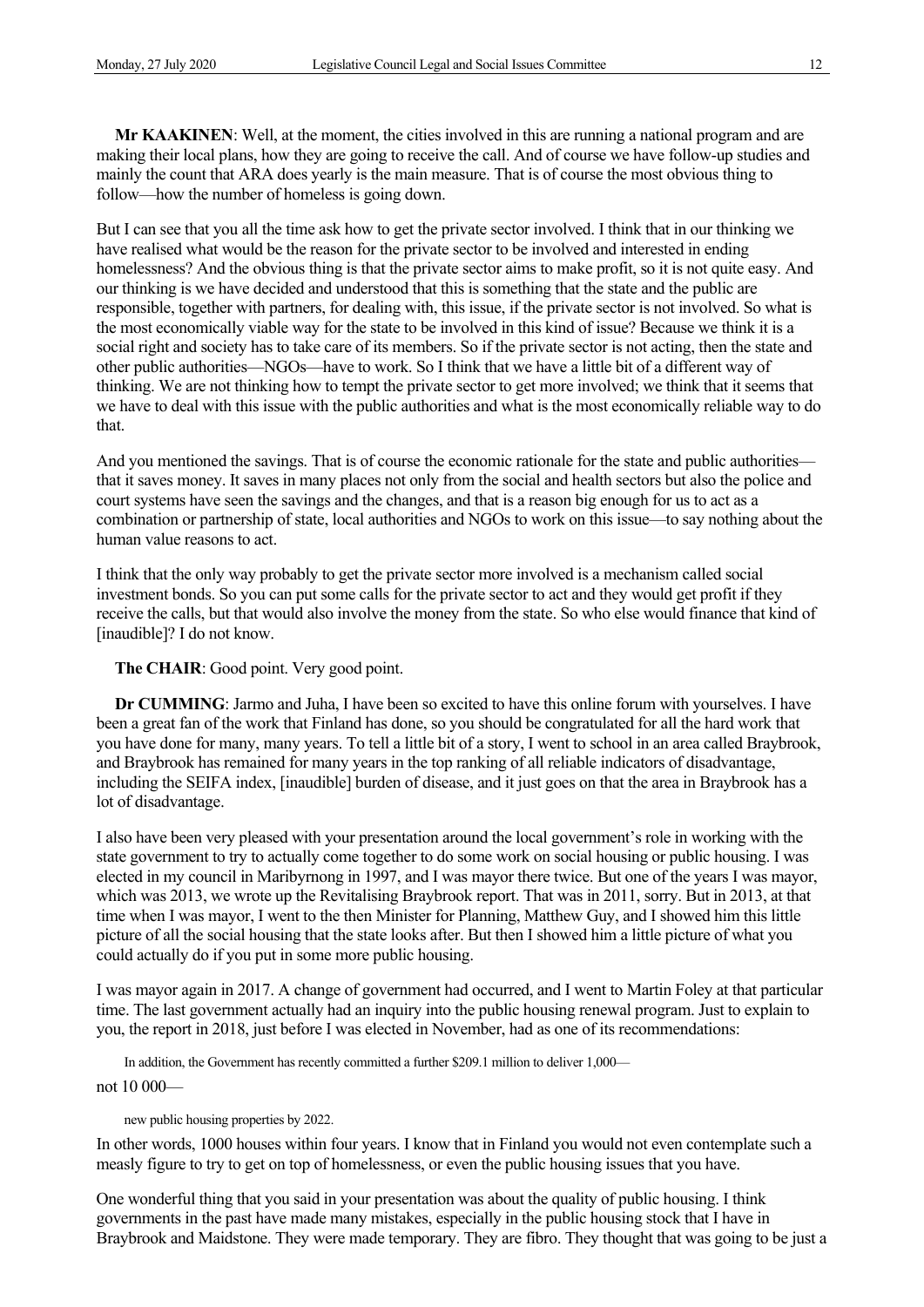**Mr KAAKINEN**: Well, at the moment, the cities involved in this are running a national program and are making their local plans, how they are going to receive the call. And of course we have follow-up studies and mainly the count that ARA does yearly is the main measure. That is of course the most obvious thing to follow—how the number of homeless is going down.

But I can see that you all the time ask how to get the private sector involved. I think that in our thinking we have realised what would be the reason for the private sector to be involved and interested in ending homelessness? And the obvious thing is that the private sector aims to make profit, so it is not quite easy. And our thinking is we have decided and understood that this is something that the state and the public are responsible, together with partners, for dealing with, this issue, if the private sector is not involved. So what is the most economically viable way for the state to be involved in this kind of issue? Because we think it is a social right and society has to take care of its members. So if the private sector is not acting, then the state and other public authorities—NGOs—have to work. So I think that we have a little bit of a different way of thinking. We are not thinking how to tempt the private sector to get more involved; we think that it seems that we have to deal with this issue with the public authorities and what is the most economically reliable way to do that.

And you mentioned the savings. That is of course the economic rationale for the state and public authorities—that it saves money. It saves in many places not only from the social and health sectors but also the police and court systems have seen the savings and the changes, and that is a reason big enough for us to act as a combination or partnership of state, local authorities and NGOs to work on this issue—to say nothing about the human value reasons to act.

I think that the only way probably to get the private sector more involved is a mechanism called social investment bonds. So you can put some calls for the private sector to act and they would get profit if they receive the calls, but that would also involve the money from the state. So who else would finance that kind of [inaudible]? I do not know.

**The CHAIR**: Good point. Very good point.

**Dr CUMMING**: Jarmo and Juha, I have been so excited to have this online forum with yourselves. I have been a great fan of the work that Finland has done, so you should be congratulated for all the hard work that you have done for many, many years. To tell a little bit of a story, I went to school in an area called Braybrook, and Braybrook has remained for many years in the top ranking of all reliable indicators of disadvantage, including the SEIFA index, [inaudible] burden of disease, and it just goes on that the area in Braybrook has a lot of disadvantage.

I also have been very pleased with your presentation around the local government's role in working with the state government to try to actually come together to do some work on social housing or public housing. I was elected in my council in Maribyrnong in 1997, and I was mayor there twice. But one of the years I was mayor, which was 2013, we wrote up the Revitalising Braybrook report. That was in 2011, sorry. But in 2013, at that time when I was mayor, I went to the then Minister for Planning, Matthew Guy, and I showed him this little picture of all the social housing that the state looks after. But then I showed him a little picture of what you could actually do if you put in some more public housing.

I was mayor again in 2017. A change of government had occurred, and I went to Martin Foley at that particular time. The last government actually had an inquiry into the public housing renewal program. Just to explain to you, the report in 2018, just before I was elected in November, had as one of its recommendations:

> In addition, the Government has recently committed a further $209.1 million to deliver 1,000—

not 10 000—

> new public housing properties by 2022.

In other words, 1000 houses within four years. I know that in Finland you would not even contemplate such a measly figure to try to get on top of homelessness, or even the public housing issues that you have.

One wonderful thing that you said in your presentation was about the quality of public housing. I think governments in the past have made many mistakes, especially in the public housing stock that I have in Braybrook and Maidstone. They were made temporary. They are fibro. They thought that was going to be just a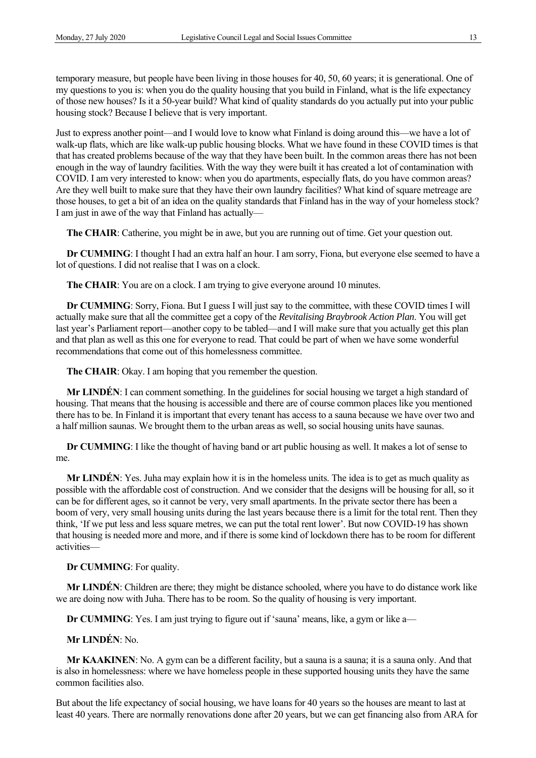temporary measure, but people have been living in those houses for 40, 50, 60 years; it is generational. One of my questions to you is: when you do the quality housing that you build in Finland, what is the life expectancy of those new houses? Is it a 50-year build? What kind of quality standards do you actually put into your public housing stock? Because I believe that is very important.

Just to express another point—and I would love to know what Finland is doing around this—we have a lot of walk-up flats, which are like walk-up public housing blocks. What we have found in these COVID times is that that has created problems because of the way that they have been built. In the common areas there has not been enough in the way of laundry facilities. With the way they were built it has created a lot of contamination with COVID. I am very interested to know: when you do apartments, especially flats, do you have common areas? Are they well built to make sure that they have their own laundry facilities? What kind of square metreage are those houses, to get a bit of an idea on the quality standards that Finland has in the way of your homeless stock? I am just in awe of the way that Finland has actually—

**The CHAIR**: Catherine, you might be in awe, but you are running out of time. Get your question out.

**Dr CUMMING**: I thought I had an extra half an hour. I am sorry, Fiona, but everyone else seemed to have a lot of questions. I did not realise that I was on a clock.

**The CHAIR**: You are on a clock. I am trying to give everyone around 10 minutes.

**Dr CUMMING**: Sorry, Fiona. But I guess I will just say to the committee, with these COVID times I will actually make sure that all the committee get a copy of the *Revitalising Braybrook Action Plan*. You will get last year's Parliament report—another copy to be tabled—and I will make sure that you actually get this plan and that plan as well as this one for everyone to read. That could be part of when we have some wonderful recommendations that come out of this homelessness committee.

**The CHAIR**: Okay. I am hoping that you remember the question.

**Mr LINDÉN**: I can comment something. In the guidelines for social housing we target a high standard of housing. That means that the housing is accessible and there are of course common places like you mentioned there has to be. In Finland it is important that every tenant has access to a sauna because we have over two and a half million saunas. We brought them to the urban areas as well, so social housing units have saunas.

**Dr CUMMING**: I like the thought of having band or art public housing as well. It makes a lot of sense to me.

**Mr LINDÉN**: Yes. Juha may explain how it is in the homeless units. The idea is to get as much quality as possible with the affordable cost of construction. And we consider that the designs will be housing for all, so it can be for different ages, so it cannot be very, very small apartments. In the private sector there has been a boom of very, very small housing units during the last years because there is a limit for the total rent. Then they think, 'If we put less and less square metres, we can put the total rent lower'. But now COVID-19 has shown that housing is needed more and more, and if there is some kind of lockdown there has to be room for different activities—

**Dr CUMMING**: For quality.

**Mr LINDÉN**: Children are there; they might be distance schooled, where you have to do distance work like we are doing now with Juha. There has to be room. So the quality of housing is very important.

**Dr CUMMING**: Yes. I am just trying to figure out if 'sauna' means, like, a gym or like a—

**Mr LINDÉN**: No.

**Mr KAAKINEN**: No. A gym can be a different facility, but a sauna is a sauna; it is a sauna only. And that is also in homelessness: where we have homeless people in these supported housing units they have the same common facilities also.

But about the life expectancy of social housing, we have loans for 40 years so the houses are meant to last at least 40 years. There are normally renovations done after 20 years, but we can get financing also from ARA for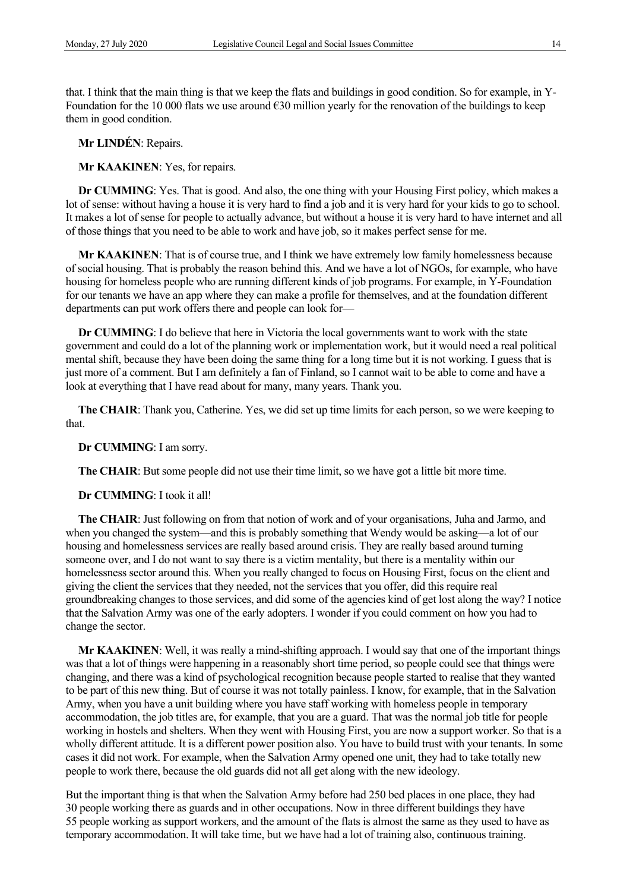that. I think that the main thing is that we keep the flats and buildings in good condition. So for example, in Y-Foundation for the 10 000 flats we use around €30 million yearly for the renovation of the buildings to keep them in good condition.

**Mr LINDÉN**: Repairs.

**Mr KAAKINEN**: Yes, for repairs.

**Dr CUMMING**: Yes. That is good. And also, the one thing with your Housing First policy, which makes a lot of sense: without having a house it is very hard to find a job and it is very hard for your kids to go to school. It makes a lot of sense for people to actually advance, but without a house it is very hard to have internet and all of those things that you need to be able to work and have job, so it makes perfect sense for me.

**Mr KAAKINEN**: That is of course true, and I think we have extremely low family homelessness because of social housing. That is probably the reason behind this. And we have a lot of NGOs, for example, who have housing for homeless people who are running different kinds of job programs. For example, in Y-Foundation for our tenants we have an app where they can make a profile for themselves, and at the foundation different departments can put work offers there and people can look for—

**Dr CUMMING**: I do believe that here in Victoria the local governments want to work with the state government and could do a lot of the planning work or implementation work, but it would need a real political mental shift, because they have been doing the same thing for a long time but it is not working. I guess that is just more of a comment. But I am definitely a fan of Finland, so I cannot wait to be able to come and have a look at everything that I have read about for many, many years. Thank you.

**The CHAIR**: Thank you, Catherine. Yes, we did set up time limits for each person, so we were keeping to that.

**Dr CUMMING**: I am sorry.

**The CHAIR**: But some people did not use their time limit, so we have got a little bit more time.

**Dr CUMMING**: I took it all!

**The CHAIR**: Just following on from that notion of work and of your organisations, Juha and Jarmo, and when you changed the system—and this is probably something that Wendy would be asking—a lot of our housing and homelessness services are really based around crisis. They are really based around turning someone over, and I do not want to say there is a victim mentality, but there is a mentality within our homelessness sector around this. When you really changed to focus on Housing First, focus on the client and giving the client the services that they needed, not the services that you offer, did this require real groundbreaking changes to those services, and did some of the agencies kind of get lost along the way? I notice that the Salvation Army was one of the early adopters. I wonder if you could comment on how you had to change the sector.

**Mr KAAKINEN**: Well, it was really a mind-shifting approach. I would say that one of the important things was that a lot of things were happening in a reasonably short time period, so people could see that things were changing, and there was a kind of psychological recognition because people started to realise that they wanted to be part of this new thing. But of course it was not totally painless. I know, for example, that in the Salvation Army, when you have a unit building where you have staff working with homeless people in temporary accommodation, the job titles are, for example, that you are a guard. That was the normal job title for people working in hostels and shelters. When they went with Housing First, you are now a support worker. So that is a wholly different attitude. It is a different power position also. You have to build trust with your tenants. In some cases it did not work. For example, when the Salvation Army opened one unit, they had to take totally new people to work there, because the old guards did not all get along with the new ideology.

But the important thing is that when the Salvation Army before had 250 bed places in one place, they had 30 people working there as guards and in other occupations. Now in three different buildings they have 55 people working as support workers, and the amount of the flats is almost the same as they used to have as temporary accommodation. It will take time, but we have had a lot of training also, continuous training.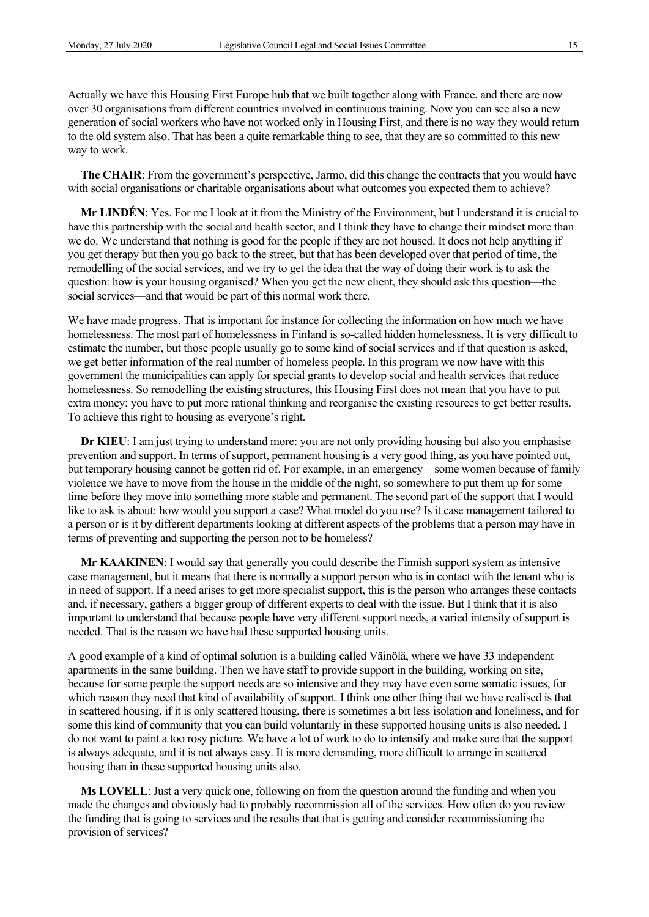Actually we have this Housing First Europe hub that we built together along with France, and there are now over 30 organisations from different countries involved in continuous training. Now you can see also a new generation of social workers who have not worked only in Housing First, and there is no way they would return to the old system also. That has been a quite remarkable thing to see, that they are so committed to this new way to work.

**The CHAIR**: From the government's perspective, Jarmo, did this change the contracts that you would have with social organisations or charitable organisations about what outcomes you expected them to achieve?

**Mr LINDÉN**: Yes. For me I look at it from the Ministry of the Environment, but I understand it is crucial to have this partnership with the social and health sector, and I think they have to change their mindset more than we do. We understand that nothing is good for the people if they are not housed. It does not help anything if you get therapy but then you go back to the street, but that has been developed over that period of time, the remodelling of the social services, and we try to get the idea that the way of doing their work is to ask the question: how is your housing organised? When you get the new client, they should ask this question—the social services—and that would be part of this normal work there.

We have made progress. That is important for instance for collecting the information on how much we have homelessness. The most part of homelessness in Finland is so-called hidden homelessness. It is very difficult to estimate the number, but those people usually go to some kind of social services and if that question is asked, we get better information of the real number of homeless people. In this program we now have with this government the municipalities can apply for special grants to develop social and health services that reduce homelessness. So remodelling the existing structures, this Housing First does not mean that you have to put extra money; you have to put more rational thinking and reorganise the existing resources to get better results. To achieve this right to housing as everyone's right.

**Dr KIEU**: I am just trying to understand more: you are not only providing housing but also you emphasise prevention and support. In terms of support, permanent housing is a very good thing, as you have pointed out, but temporary housing cannot be gotten rid of. For example, in an emergency—some women because of family violence we have to move from the house in the middle of the night, so somewhere to put them up for some time before they move into something more stable and permanent. The second part of the support that I would like to ask is about: how would you support a case? What model do you use? Is it case management tailored to a person or is it by different departments looking at different aspects of the problems that a person may have in terms of preventing and supporting the person not to be homeless?

**Mr KAAKINEN**: I would say that generally you could describe the Finnish support system as intensive case management, but it means that there is normally a support person who is in contact with the tenant who is in need of support. If a need arises to get more specialist support, this is the person who arranges these contacts and, if necessary, gathers a bigger group of different experts to deal with the issue. But I think that it is also important to understand that because people have very different support needs, a varied intensity of support is needed. That is the reason we have had these supported housing units.

A good example of a kind of optimal solution is a building called Väinölä, where we have 33 independent apartments in the same building. Then we have staff to provide support in the building, working on site, because for some people the support needs are so intensive and they may have even some somatic issues, for which reason they need that kind of availability of support. I think one other thing that we have realised is that in scattered housing, if it is only scattered housing, there is sometimes a bit less isolation and loneliness, and for some this kind of community that you can build voluntarily in these supported housing units is also needed. I do not want to paint a too rosy picture. We have a lot of work to do to intensify and make sure that the support is always adequate, and it is not always easy. It is more demanding, more difficult to arrange in scattered housing than in these supported housing units also.

**Ms LOVELL**: Just a very quick one, following on from the question around the funding and when you made the changes and obviously had to probably recommission all of the services. How often do you review the funding that is going to services and the results that that is getting and consider recommissioning the provision of services?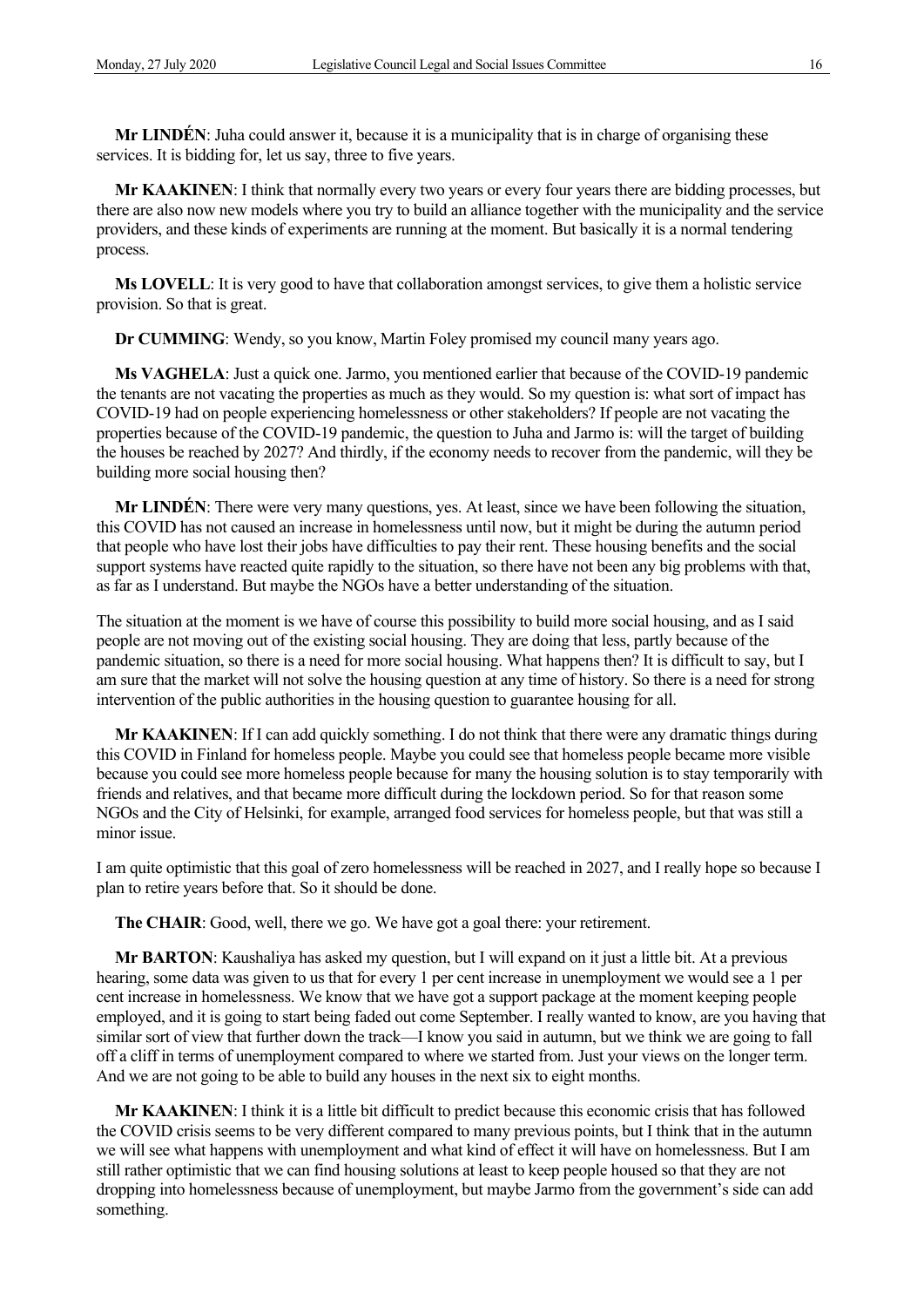**Mr LINDÉN**: Juha could answer it, because it is a municipality that is in charge of organising these services. It is bidding for, let us say, three to five years.

**Mr KAAKINEN**: I think that normally every two years or every four years there are bidding processes, but there are also now new models where you try to build an alliance together with the municipality and the service providers, and these kinds of experiments are running at the moment. But basically it is a normal tendering process.

**Ms LOVELL**: It is very good to have that collaboration amongst services, to give them a holistic service provision. So that is great.

**Dr CUMMING**: Wendy, so you know, Martin Foley promised my council many years ago.

**Ms VAGHELA**: Just a quick one. Jarmo, you mentioned earlier that because of the COVID-19 pandemic the tenants are not vacating the properties as much as they would. So my question is: what sort of impact has COVID-19 had on people experiencing homelessness or other stakeholders? If people are not vacating the properties because of the COVID-19 pandemic, the question to Juha and Jarmo is: will the target of building the houses be reached by 2027? And thirdly, if the economy needs to recover from the pandemic, will they be building more social housing then?

**Mr LINDÉN**: There were very many questions, yes. At least, since we have been following the situation, this COVID has not caused an increase in homelessness until now, but it might be during the autumn period that people who have lost their jobs have difficulties to pay their rent. These housing benefits and the social support systems have reacted quite rapidly to the situation, so there have not been any big problems with that, as far as I understand. But maybe the NGOs have a better understanding of the situation.

The situation at the moment is we have of course this possibility to build more social housing, and as I said people are not moving out of the existing social housing. They are doing that less, partly because of the pandemic situation, so there is a need for more social housing. What happens then? It is difficult to say, but I am sure that the market will not solve the housing question at any time of history. So there is a need for strong intervention of the public authorities in the housing question to guarantee housing for all.

**Mr KAAKINEN**: If I can add quickly something. I do not think that there were any dramatic things during this COVID in Finland for homeless people. Maybe you could see that homeless people became more visible because you could see more homeless people because for many the housing solution is to stay temporarily with friends and relatives, and that became more difficult during the lockdown period. So for that reason some NGOs and the City of Helsinki, for example, arranged food services for homeless people, but that was still a minor issue.

I am quite optimistic that this goal of zero homelessness will be reached in 2027, and I really hope so because I plan to retire years before that. So it should be done.

**The CHAIR**: Good, well, there we go. We have got a goal there: your retirement.

**Mr BARTON**: Kaushaliya has asked my question, but I will expand on it just a little bit. At a previous hearing, some data was given to us that for every 1 per cent increase in unemployment we would see a 1 per cent increase in homelessness. We know that we have got a support package at the moment keeping people employed, and it is going to start being faded out come September. I really wanted to know, are you having that similar sort of view that further down the track—I know you said in autumn, but we think we are going to fall off a cliff in terms of unemployment compared to where we started from. Just your views on the longer term. And we are not going to be able to build any houses in the next six to eight months.

**Mr KAAKINEN**: I think it is a little bit difficult to predict because this economic crisis that has followed the COVID crisis seems to be very different compared to many previous points, but I think that in the autumn we will see what happens with unemployment and what kind of effect it will have on homelessness. But I am still rather optimistic that we can find housing solutions at least to keep people housed so that they are not dropping into homelessness because of unemployment, but maybe Jarmo from the government's side can add something.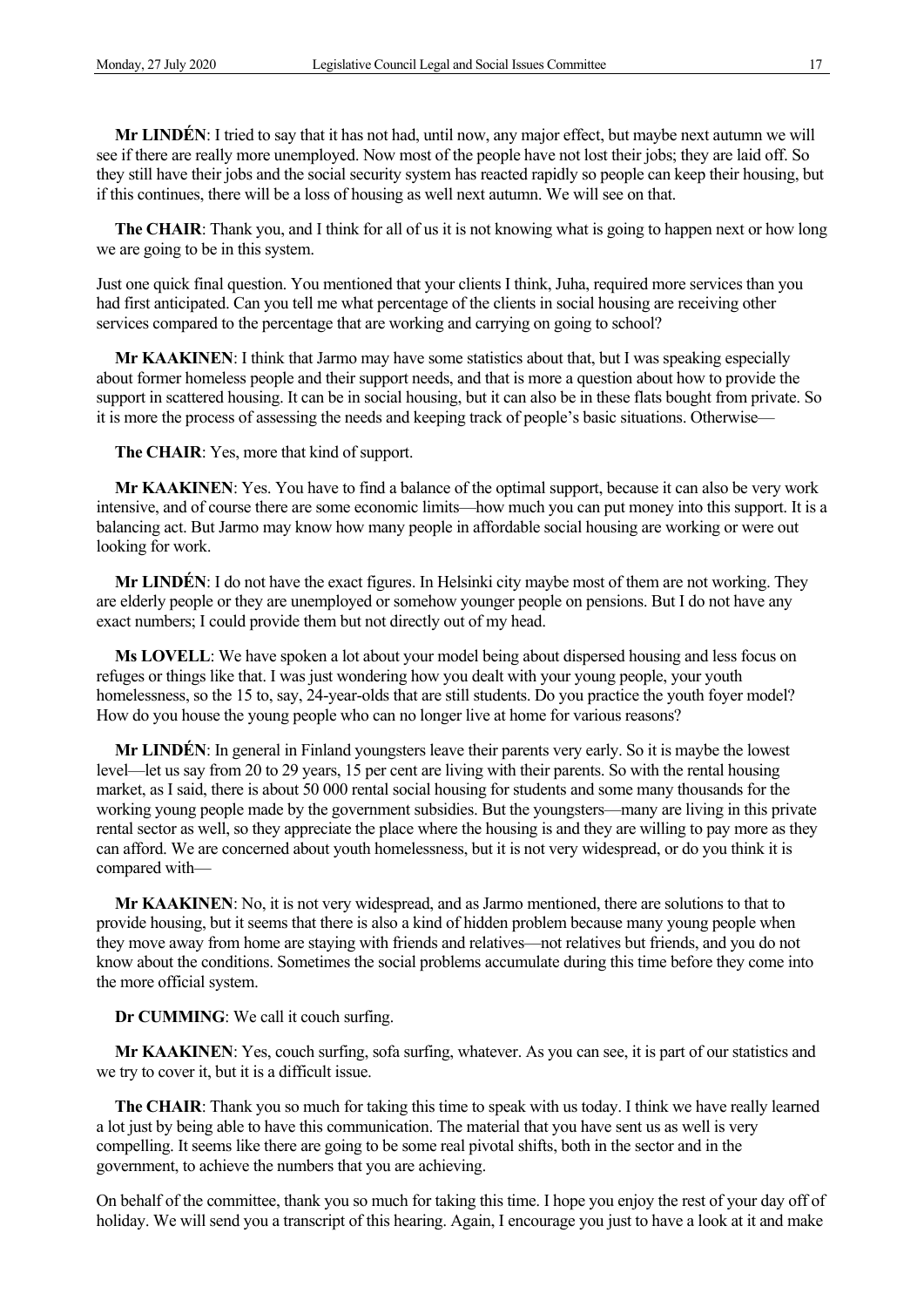**Mr LINDÉN**: I tried to say that it has not had, until now, any major effect, but maybe next autumn we will see if there are really more unemployed. Now most of the people have not lost their jobs; they are laid off. So they still have their jobs and the social security system has reacted rapidly so people can keep their housing, but if this continues, there will be a loss of housing as well next autumn. We will see on that.

**The CHAIR**: Thank you, and I think for all of us it is not knowing what is going to happen next or how long we are going to be in this system.

Just one quick final question. You mentioned that your clients I think, Juha, required more services than you had first anticipated. Can you tell me what percentage of the clients in social housing are receiving other services compared to the percentage that are working and carrying on going to school?

**Mr KAAKINEN**: I think that Jarmo may have some statistics about that, but I was speaking especially about former homeless people and their support needs, and that is more a question about how to provide the support in scattered housing. It can be in social housing, but it can also be in these flats bought from private. So it is more the process of assessing the needs and keeping track of people's basic situations. Otherwise—

**The CHAIR**: Yes, more that kind of support.

**Mr KAAKINEN**: Yes. You have to find a balance of the optimal support, because it can also be very work intensive, and of course there are some economic limits—how much you can put money into this support. It is a balancing act. But Jarmo may know how many people in affordable social housing are working or were out looking for work.

**Mr LINDÉN**: I do not have the exact figures. In Helsinki city maybe most of them are not working. They are elderly people or they are unemployed or somehow younger people on pensions. But I do not have any exact numbers; I could provide them but not directly out of my head.

**Ms LOVELL**: We have spoken a lot about your model being about dispersed housing and less focus on refuges or things like that. I was just wondering how you dealt with your young people, your youth homelessness, so the 15 to, say, 24-year-olds that are still students. Do you practice the youth foyer model? How do you house the young people who can no longer live at home for various reasons?

**Mr LINDÉN**: In general in Finland youngsters leave their parents very early. So it is maybe the lowest level—let us say from 20 to 29 years, 15 per cent are living with their parents. So with the rental housing market, as I said, there is about 50 000 rental social housing for students and some many thousands for the working young people made by the government subsidies. But the youngsters—many are living in this private rental sector as well, so they appreciate the place where the housing is and they are willing to pay more as they can afford. We are concerned about youth homelessness, but it is not very widespread, or do you think it is compared with—

**Mr KAAKINEN**: No, it is not very widespread, and as Jarmo mentioned, there are solutions to that to provide housing, but it seems that there is also a kind of hidden problem because many young people when they move away from home are staying with friends and relatives—not relatives but friends, and you do not know about the conditions. Sometimes the social problems accumulate during this time before they come into the more official system.

**Dr CUMMING**: We call it couch surfing.

**Mr KAAKINEN**: Yes, couch surfing, sofa surfing, whatever. As you can see, it is part of our statistics and we try to cover it, but it is a difficult issue.

**The CHAIR**: Thank you so much for taking this time to speak with us today. I think we have really learned a lot just by being able to have this communication. The material that you have sent us as well is very compelling. It seems like there are going to be some real pivotal shifts, both in the sector and in the government, to achieve the numbers that you are achieving.

On behalf of the committee, thank you so much for taking this time. I hope you enjoy the rest of your day off of holiday. We will send you a transcript of this hearing. Again, I encourage you just to have a look at it and make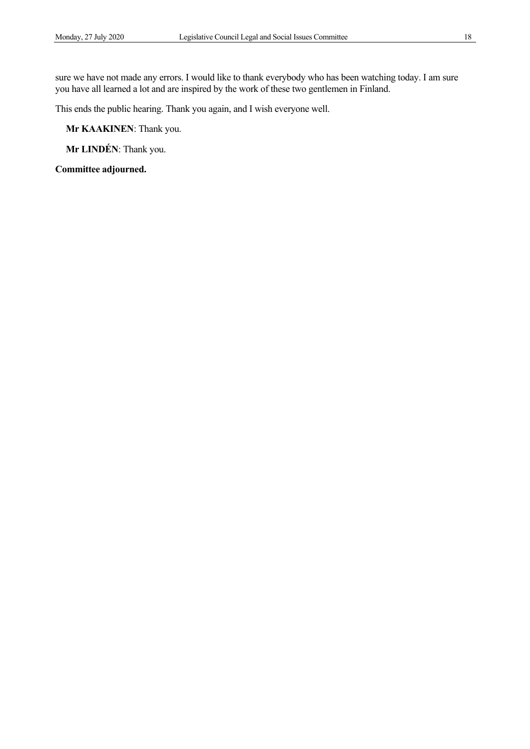sure we have not made any errors. I would like to thank everybody who has been watching today. I am sure you have all learned a lot and are inspired by the work of these two gentlemen in Finland.

This ends the public hearing. Thank you again, and I wish everyone well.

**Mr KAAKINEN**: Thank you.

**Mr LINDÉN**: Thank you.

**Committee adjourned.**